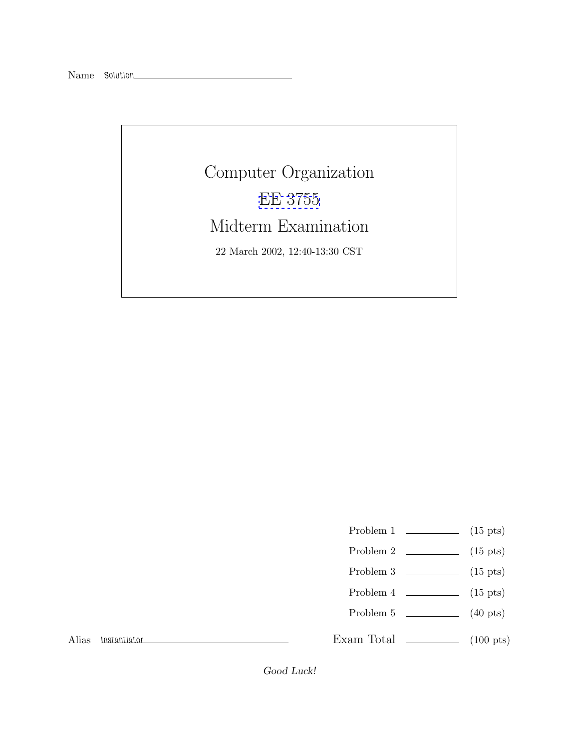Name Solution

# Computer Organization

## EE 3755

## Midterm Examination

22 March 2002, 12:40-13:30 CST

| | | |
|---|---|---|
| Problem 1 | | (15 pts) |
| Problem 2 | | (15 pts) |
| Problem 3 | | (15 pts) |
| Problem 4 | | (15 pts) |
| Problem 5 | | (40 pts) |
| Exam Total | | (100 pts) |

Alias Instantiator

*Good Luck!*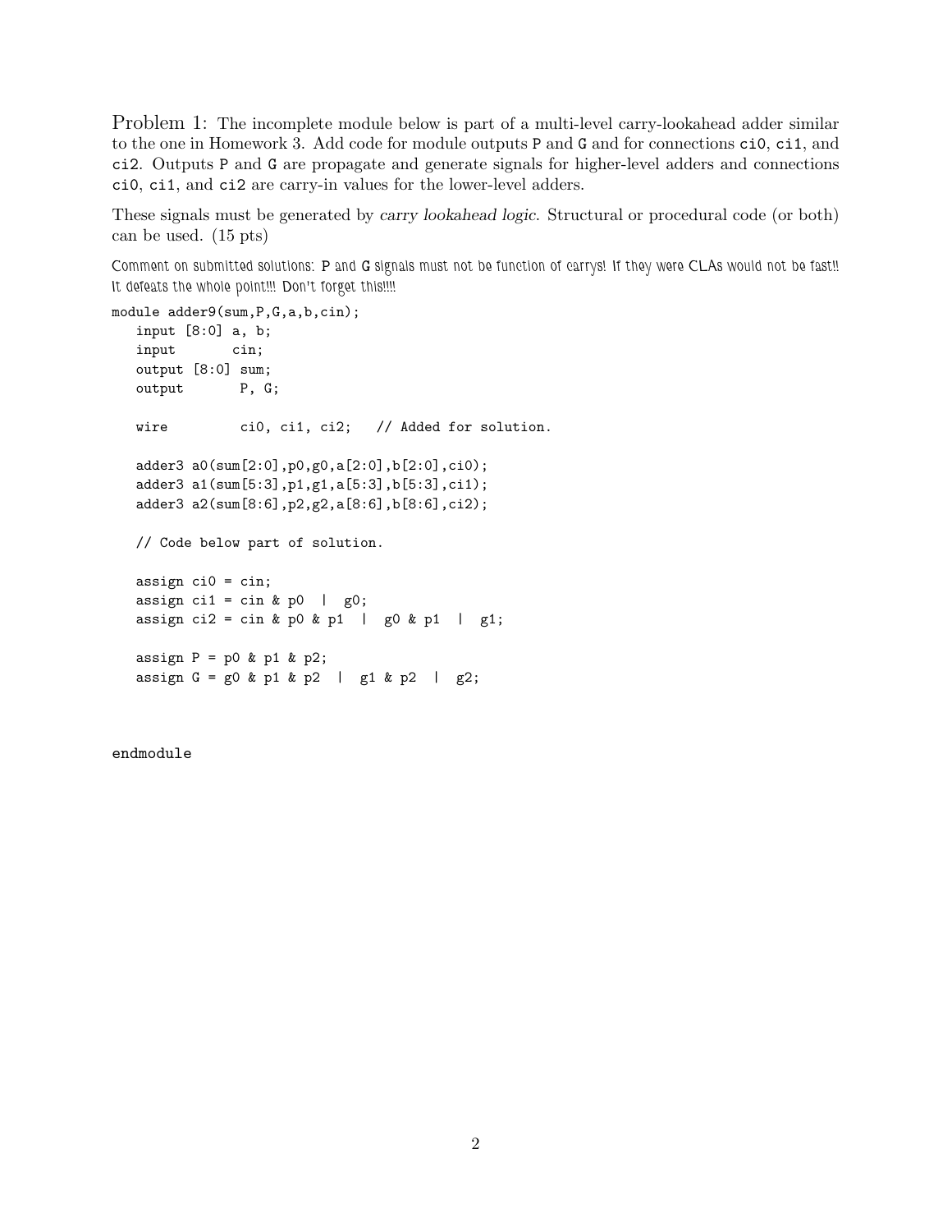Problem 1: The incomplete module below is part of a multi-level carry-lookahead adder similar to the one in Homework 3. Add code for module outputs `P` and `G` and for connections `ci0`, `ci1`, and `ci2`. Outputs `P` and `G` are propagate and generate signals for higher-level adders and connections `ci0`, `ci1`, and `ci2` are carry-in values for the lower-level adders.

These signals must be generated by *carry lookahead logic*. Structural or procedural code (or both) can be used. (15 pts)

Comment on submitted solutions: P and G signals must not be function of carrys! If they were CLAs would not be fast!! It defeats the whole point!!! Don't forget this!!!!

```
module adder9(sum,P,G,a,b,cin);
   input [8:0] a, b;
   input       cin;
   output [8:0] sum;
   output       P, G;

   wire         ci0, ci1, ci2;   // Added for solution.

   adder3 a0(sum[2:0],p0,g0,a[2:0],b[2:0],ci0);
   adder3 a1(sum[5:3],p1,g1,a[5:3],b[5:3],ci1);
   adder3 a2(sum[8:6],p2,g2,a[8:6],b[8:6],ci2);

   // Code below part of solution.

   assign ci0 = cin;
   assign ci1 = cin & p0  |  g0;
   assign ci2 = cin & p0 & p1  |  g0 & p1  |  g1;

   assign P = p0 & p1 & p2;
   assign G = g0 & p1 & p2  |  g1 & p2  |  g2;


endmodule
```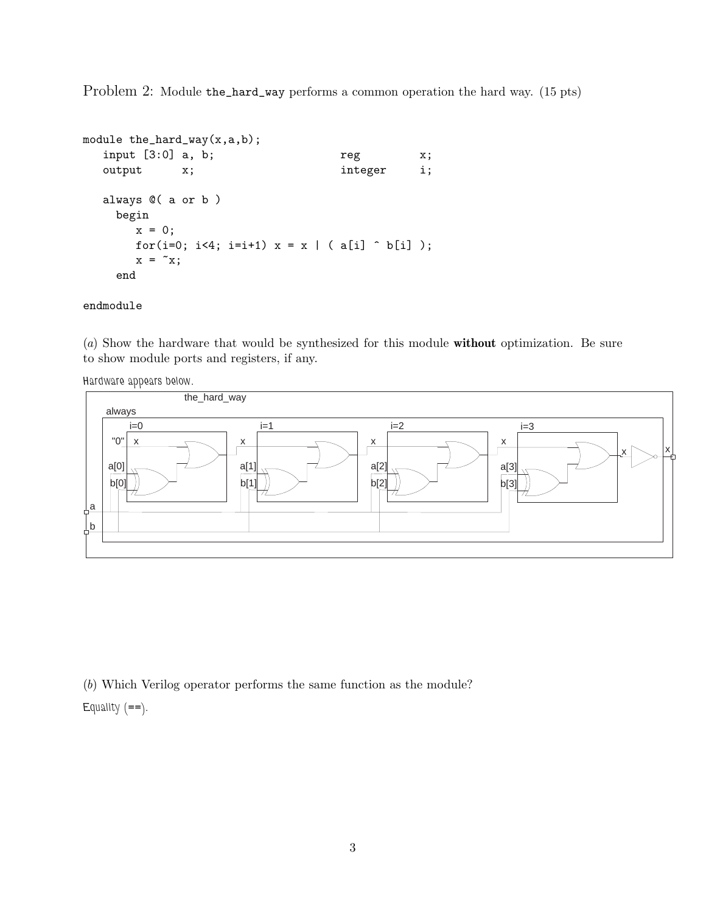Problem 2: Module `the_hard_way` performs a common operation the hard way. (15 pts)

```
module the_hard_way(x,a,b);
   input [3:0] a, b;                    reg        x;
   output      x;                       integer    i;

   always @( a or b )
     begin
        x = 0;
        for(i=0; i<4; i=i+1) x = x | ( a[i] ^ b[i] );
        x = ~x;
     end

endmodule
```

(*a*) Show the hardware that would be synthesized for this module **without** optimization. Be sure to show module ports and registers, if any.

Hardware appears below.

(*b*) Which Verilog operator performs the same function as the module?

Equality (==).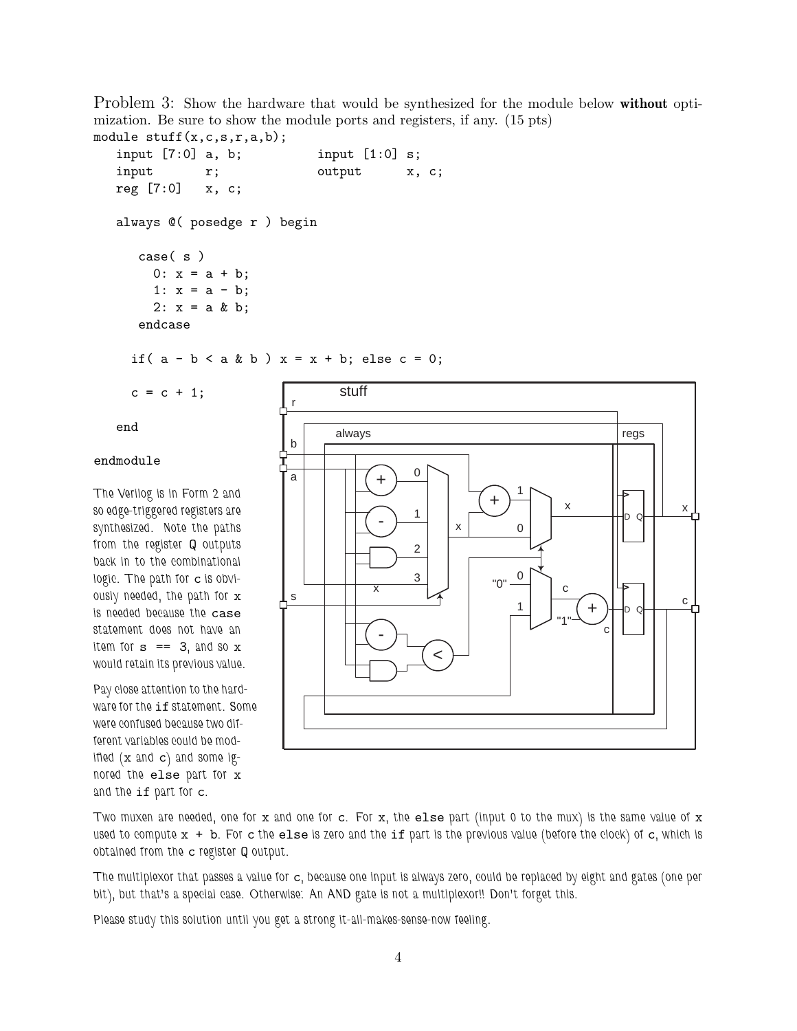Problem 3: Show the hardware that would be synthesized for the module below **without** optimization. Be sure to show the module ports and registers, if any. (15 pts)

```
module stuff(x,c,s,r,a,b);
   input [7:0] a, b;          input [1:0] s;
   input       r;             output      x, c;
   reg [7:0]   x, c;

   always @( posedge r ) begin

      case( s )
        0: x = a + b;
        1: x = a - b;
        2: x = a & b;
      endcase

     if( a - b < a & b ) x = x + b; else c = 0;

     c = c + 1;

   end

endmodule
```

The Verilog is in Form 2 and so edge-triggered registers are synthesized. Note the paths from the register Q outputs back in to the combinational logic. The path for c is obviously needed, the path for x is needed because the case statement does not have an item for s == 3, and so x would retain its previous value.

Pay close attention to the hardware for the if statement. Some were confused because two different variables could be modified (x and c) and some ignored the else part for x and the if part for c.

Two muxen are needed, one for x and one for c. For x, the else part (input 0 to the mux) is the same value of x used to compute x + b. For c the else is zero and the if part is the previous value (before the clock) of c, which is obtained from the c register Q output.

The multiplexor that passes a value for c, because one input is always zero, could be replaced by eight and gates (one per bit), but that's a special case. Otherwise: An AND gate is not a multiplexor!! Don't forget this.

Please study this solution until you get a strong it-all-makes-sense-now feeling.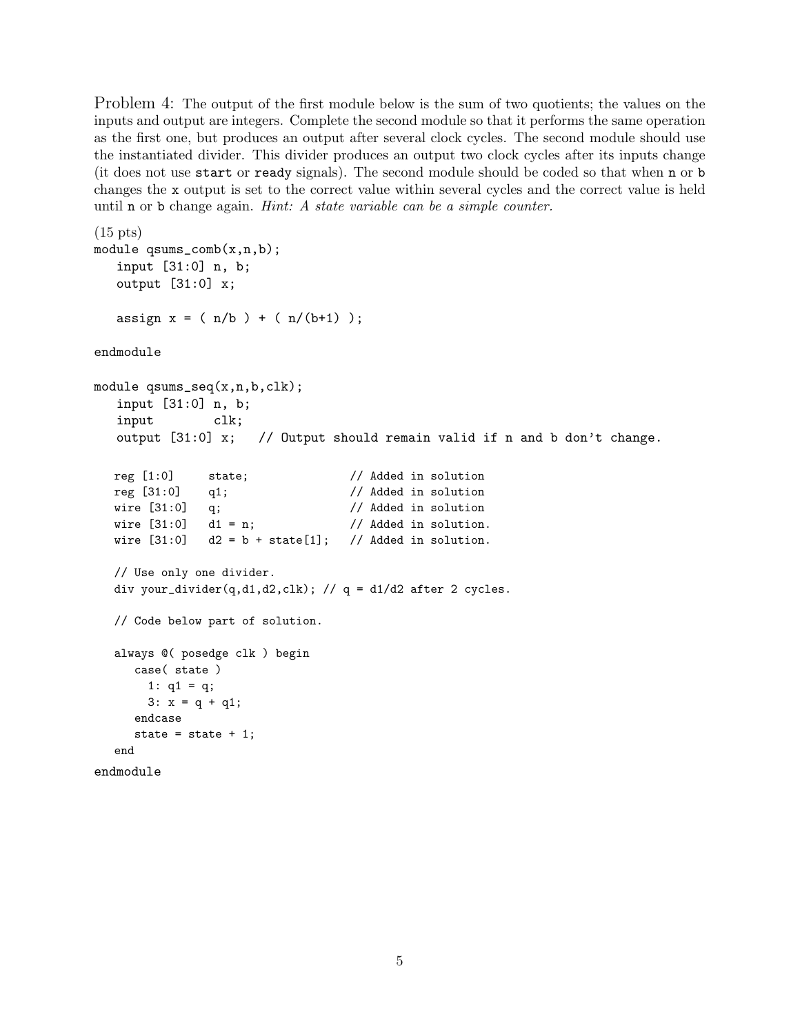Problem 4: The output of the first module below is the sum of two quotients; the values on the inputs and output are integers. Complete the second module so that it performs the same operation as the first one, but produces an output after several clock cycles. The second module should use the instantiated divider. This divider produces an output two clock cycles after its inputs change (it does not use `start` or `ready` signals). The second module should be coded so that when `n` or `b` changes the `x` output is set to the correct value within several cycles and the correct value is held until `n` or `b` change again. *Hint: A state variable can be a simple counter.*

(15 pts)

```
module qsums_comb(x,n,b);
   input [31:0] n, b;
   output [31:0] x;

   assign x = ( n/b ) + ( n/(b+1) );

endmodule

module qsums_seq(x,n,b,clk);
   input [31:0] n, b;
   input        clk;
   output [31:0] x;   // Output should remain valid if n and b don't change.

   reg [1:0]     state;              // Added in solution
   reg [31:0]    q1;                 // Added in solution
   wire [31:0]   q;                  // Added in solution
   wire [31:0]   d1 = n;             // Added in solution.
   wire [31:0]   d2 = b + state[1];  // Added in solution.

   // Use only one divider.
   div your_divider(q,d1,d2,clk); // q = d1/d2 after 2 cycles.

   // Code below part of solution.

   always @( posedge clk ) begin
      case( state )
        1: q1 = q;
        3: x = q + q1;
      endcase
      state = state + 1;
   end
endmodule
```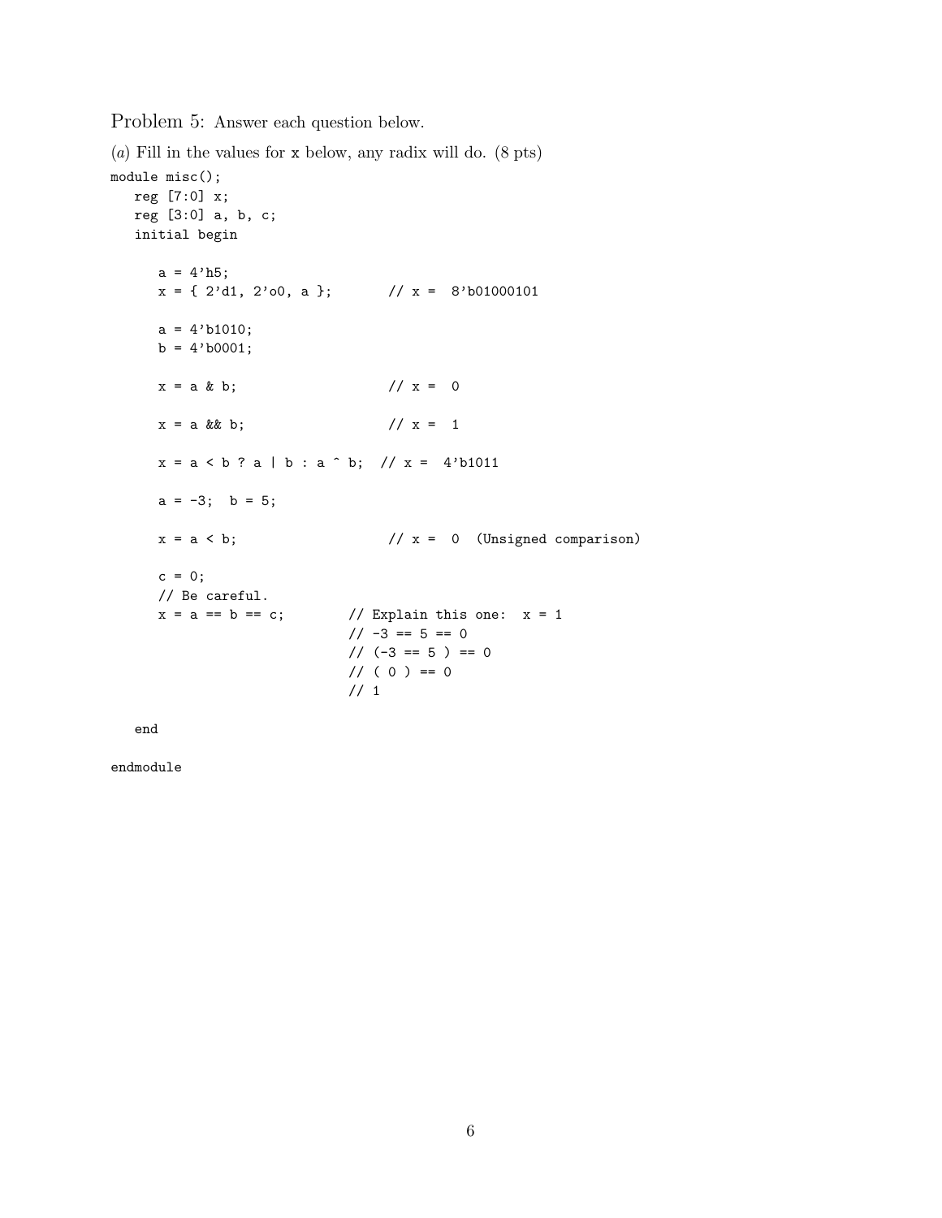Problem 5: Answer each question below.

(*a*) Fill in the values for x below, any radix will do. (8 pts)

```
module misc();
   reg [7:0] x;
   reg [3:0] a, b, c;
   initial begin

      a = 4'h5;
      x = { 2'd1, 2'o0, a };       // x =  8'b01000101

      a = 4'b1010;
      b = 4'b0001;

      x = a & b;                   // x =  0

      x = a && b;                  // x =  1

      x = a < b ? a | b : a ^ b;  // x =  4'b1011

      a = -3;  b = 5;

      x = a < b;                   // x =  0  (Unsigned comparison)

      c = 0;
      // Be careful.
      x = a == b == c;         // Explain this one:  x = 1
                               // -3 == 5 == 0
                               // (-3 == 5 ) == 0
                               // ( 0 ) == 0
                               // 1

   end

endmodule
```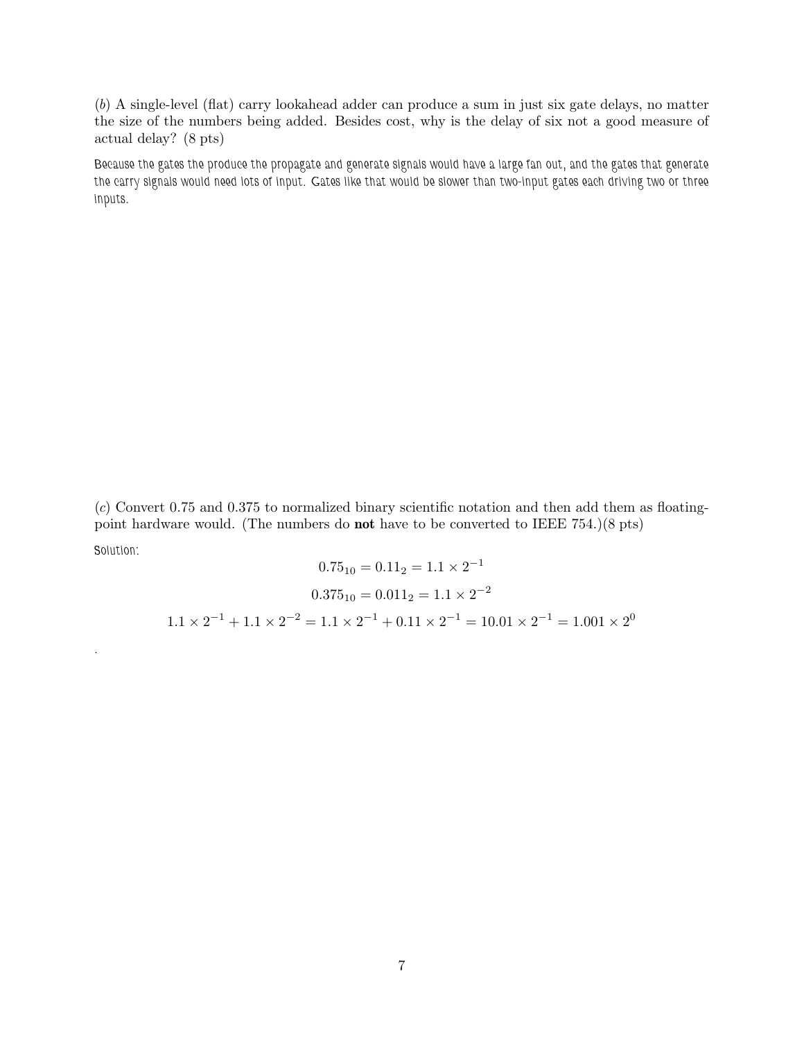(*b*) A single-level (flat) carry lookahead adder can produce a sum in just six gate delays, no matter the size of the numbers being added. Besides cost, why is the delay of six not a good measure of actual delay? (8 pts)

Because the gates the produce the propagate and generate signals would have a large fan out, and the gates that generate the carry signals would need lots of input. Gates like that would be slower than two-input gates each driving two or three inputs.

(*c*) Convert 0.75 and 0.375 to normalized binary scientific notation and then add them as floating-point hardware would. (The numbers do **not** have to be converted to IEEE 754.)(8 pts)

Solution:

$$0.75_{10} = 0.11_2 = 1.1 \times 2^{-1}$$

$$0.375_{10} = 0.011_2 = 1.1 \times 2^{-2}$$

$$1.1 \times 2^{-1} + 1.1 \times 2^{-2} = 1.1 \times 2^{-1} + 0.11 \times 2^{-1} = 10.01 \times 2^{-1} = 1.001 \times 2^{0}$$

.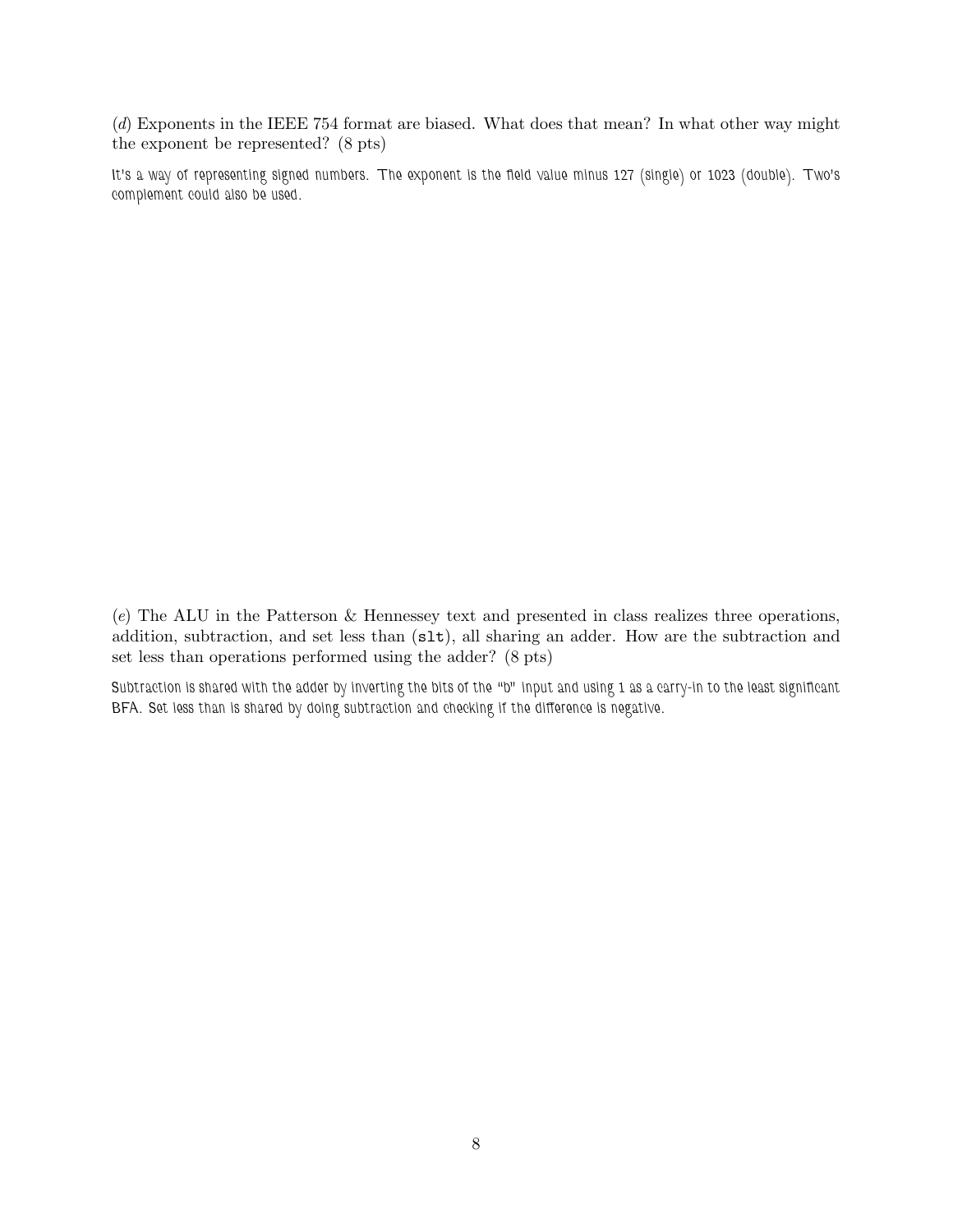(*d*) Exponents in the IEEE 754 format are biased. What does that mean? In what other way might the exponent be represented? (8 pts)

It's a way of representing signed numbers. The exponent is the field value minus 127 (single) or 1023 (double). Two's complement could also be used.

(*e*) The ALU in the Patterson & Hennessey text and presented in class realizes three operations, addition, subtraction, and set less than (`slt`), all sharing an adder. How are the subtraction and set less than operations performed using the adder? (8 pts)

Subtraction is shared with the adder by inverting the bits of the "b" input and using 1 as a carry-in to the least significant BFA. Set less than is shared by doing subtraction and checking if the difference is negative.